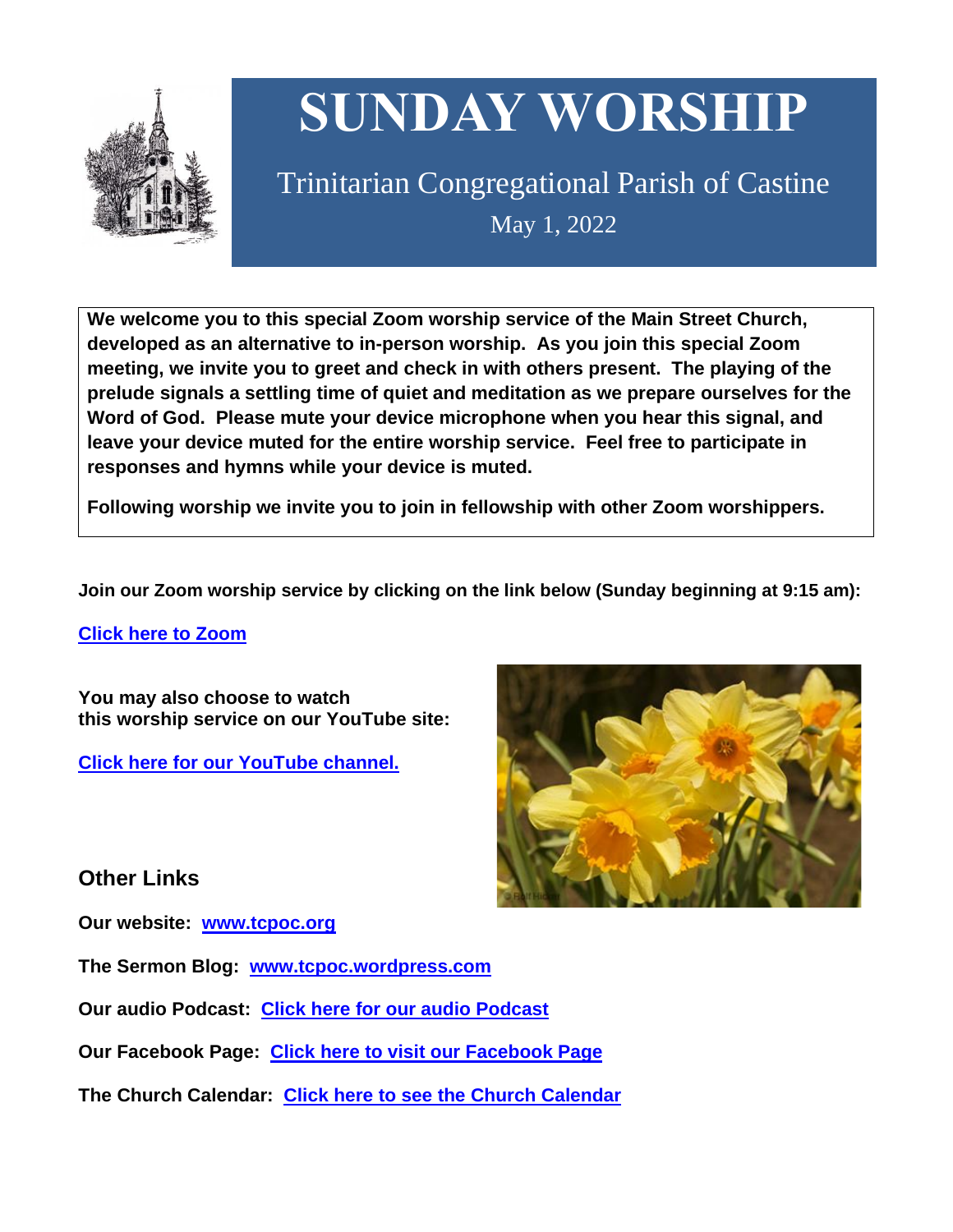# SUNDAY WORSHIP

## Trinitarian Congregational Parish of Castine

May 1, 2022

**We welcome you to this special Zoom worship service of the Main Street Church, developed as an alternative to in-person worship. As you join this special Zoom meeting, we invite you to greet and check in with others present. The playing of the prelude signals a settling time of quiet and meditation as we prepare ourselves for the Word of God. Please mute your device microphone when you hear this signal, and leave your device muted for the entire worship service. Feel free to participate in responses and hymns while your device is muted.**

**Following worship we invite you to join in fellowship with other Zoom worshippers.**

**Join our Zoom worship service by clicking on the link below (Sunday beginning at 9:15 am):**

**Click here to Zoom**

**You may also choose to watch this worship service on our YouTube site:**

**Click here for our YouTube channel.**

## Other Links

**Our website:** **www.tcpoc.org**

**The Sermon Blog:** **www.tcpoc.wordpress.com**

**Our audio Podcast:** **Click here for our audio Podcast**

**Our Facebook Page:** **Click here to visit our Facebook Page**

**The Church Calendar:** **Click here to see the Church Calendar**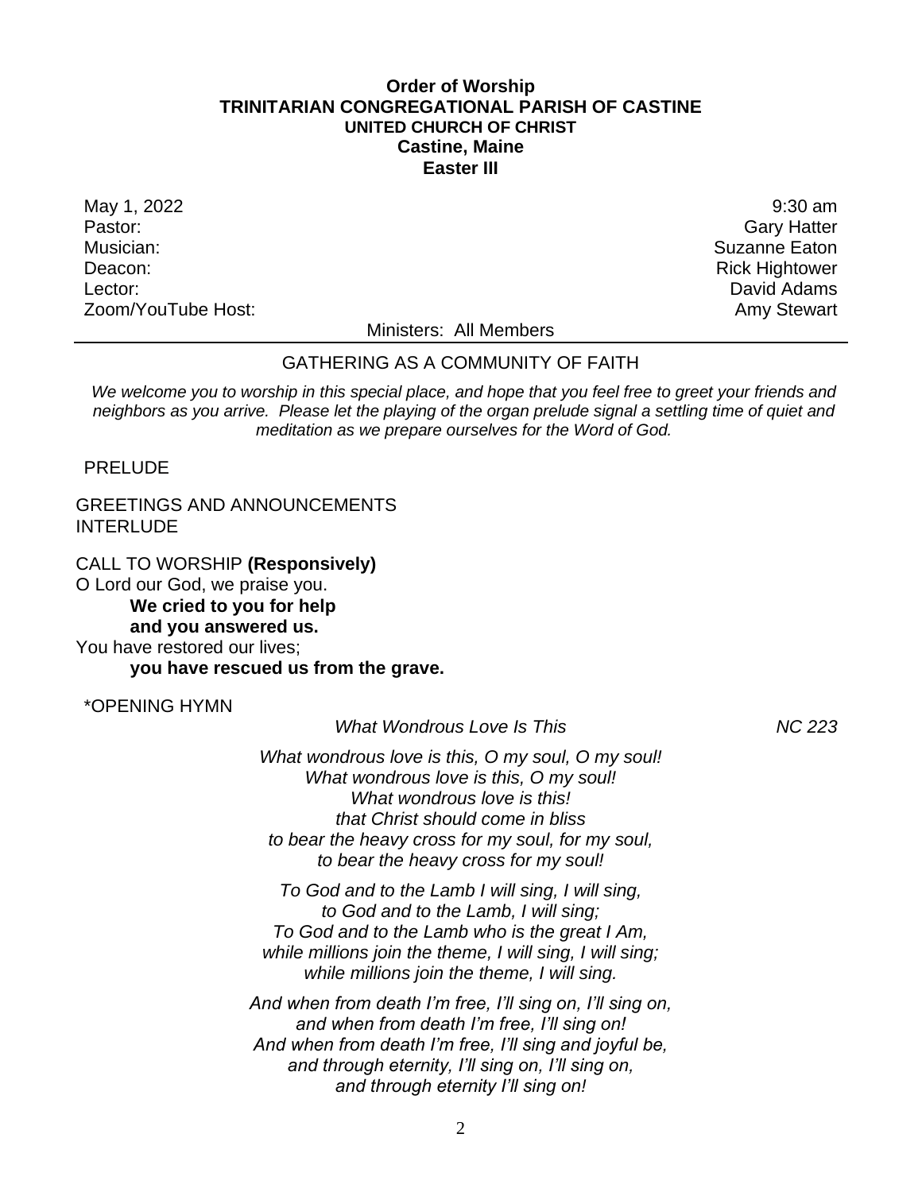**Order of Worship**
**TRINITARIAN CONGREGATIONAL PARISH OF CASTINE**
**UNITED CHURCH OF CHRIST**
**Castine, Maine**
**Easter III**

May 1, 2022 — 9:30 am
Pastor: Gary Hatter
Musician: Suzanne Eaton
Deacon: Rick Hightower
Lector: David Adams
Zoom/YouTube Host: Amy Stewart

Ministers: All Members

---

## GATHERING AS A COMMUNITY OF FAITH

*We welcome you to worship in this special place, and hope that you feel free to greet your friends and neighbors as you arrive. Please let the playing of the organ prelude signal a settling time of quiet and meditation as we prepare ourselves for the Word of God.*

PRELUDE

GREETINGS AND ANNOUNCEMENTS
INTERLUDE

CALL TO WORSHIP **(Responsively)**
O Lord our God, we praise you.
**We cried to you for help**
**and you answered us.**
You have restored our lives;
**you have rescued us from the grave.**

*OPENING HYMN

*What Wondrous Love Is This* — *NC 223*

*What wondrous love is this, O my soul, O my soul!*
*What wondrous love is this, O my soul!*
*What wondrous love is this!*
*that Christ should come in bliss*
*to bear the heavy cross for my soul, for my soul,*
*to bear the heavy cross for my soul!*

*To God and to the Lamb I will sing, I will sing,*
*to God and to the Lamb, I will sing;*
*To God and to the Lamb who is the great I Am,*
*while millions join the theme, I will sing, I will sing;*
*while millions join the theme, I will sing.*

*And when from death I'm free, I'll sing on, I'll sing on,*
*and when from death I'm free, I'll sing on!*
*And when from death I'm free, I'll sing and joyful be,*
*and through eternity, I'll sing on, I'll sing on,*
*and through eternity I'll sing on!*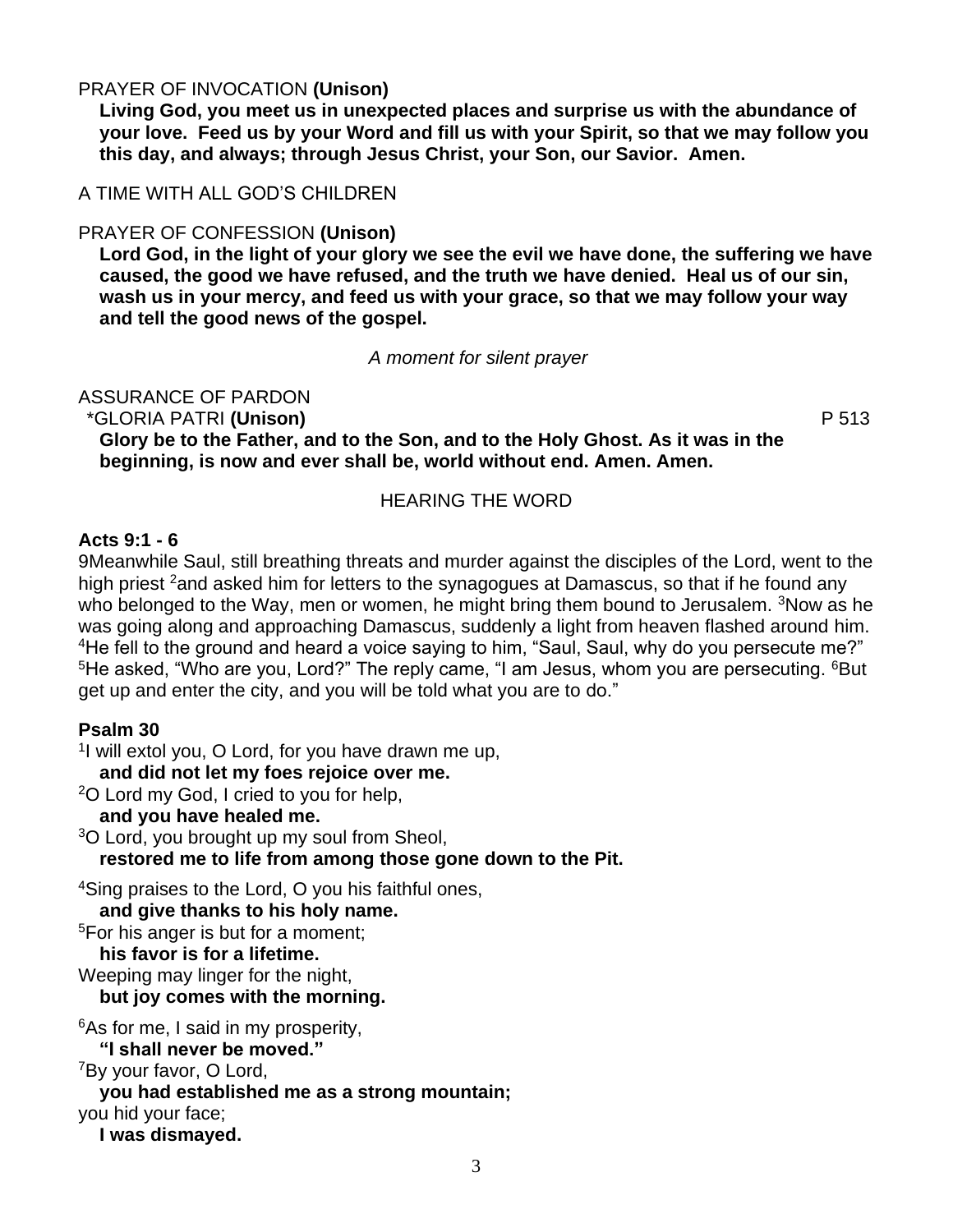PRAYER OF INVOCATION **(Unison)**

**Living God, you meet us in unexpected places and surprise us with the abundance of your love. Feed us by your Word and fill us with your Spirit, so that we may follow you this day, and always; through Jesus Christ, your Son, our Savior. Amen.**

A TIME WITH ALL GOD'S CHILDREN

PRAYER OF CONFESSION **(Unison)**

**Lord God, in the light of your glory we see the evil we have done, the suffering we have caused, the good we have refused, and the truth we have denied. Heal us of our sin, wash us in your mercy, and feed us with your grace, so that we may follow your way and tell the good news of the gospel.**

*A moment for silent prayer*

ASSURANCE OF PARDON

*GLORIA PATRI **(Unison)** P 513

**Glory be to the Father, and to the Son, and to the Holy Ghost. As it was in the beginning, is now and ever shall be, world without end. Amen. Amen.**

HEARING THE WORD

**Acts 9:1 - 6**

9Meanwhile Saul, still breathing threats and murder against the disciples of the Lord, went to the high priest [2]and asked him for letters to the synagogues at Damascus, so that if he found any who belonged to the Way, men or women, he might bring them bound to Jerusalem. [3]Now as he was going along and approaching Damascus, suddenly a light from heaven flashed around him. [4]He fell to the ground and heard a voice saying to him, "Saul, Saul, why do you persecute me?" [5]He asked, "Who are you, Lord?" The reply came, "I am Jesus, whom you are persecuting. [6]But get up and enter the city, and you will be told what you are to do."

**Psalm 30**

[1]I will extol you, O Lord, for you have drawn me up,
**and did not let my foes rejoice over me.**
[2]O Lord my God, I cried to you for help,
**and you have healed me.**
[3]O Lord, you brought up my soul from Sheol,
**restored me to life from among those gone down to the Pit.**

[4]Sing praises to the Lord, O you his faithful ones,
**and give thanks to his holy name.**
[5]For his anger is but for a moment;
**his favor is for a lifetime.**
Weeping may linger for the night,
**but joy comes with the morning.**

[6]As for me, I said in my prosperity,
**"I shall never be moved."**
[7]By your favor, O Lord,
**you had established me as a strong mountain;**
you hid your face;
**I was dismayed.**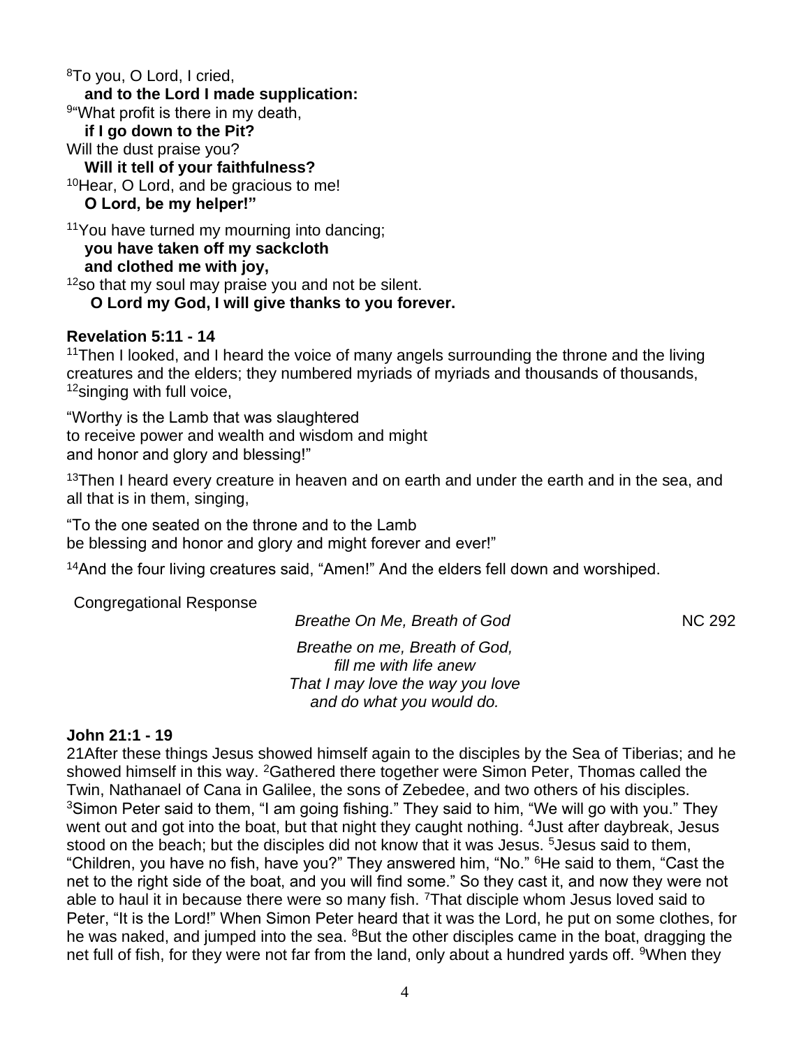[8]To you, O Lord, I cried,
**and to the Lord I made supplication:**
[9]"What profit is there in my death,
**if I go down to the Pit?**
Will the dust praise you?
**Will it tell of your faithfulness?**
[10]Hear, O Lord, and be gracious to me!
**O Lord, be my helper!"**

[11]You have turned my mourning into dancing;
**you have taken off my sackcloth**
**and clothed me with joy,**
[12]so that my soul may praise you and not be silent.
**O Lord my God, I will give thanks to you forever.**

**Revelation 5:11 - 14**

[11]Then I looked, and I heard the voice of many angels surrounding the throne and the living creatures and the elders; they numbered myriads of myriads and thousands of thousands, [12]singing with full voice,

"Worthy is the Lamb that was slaughtered
to receive power and wealth and wisdom and might
and honor and glory and blessing!"

[13]Then I heard every creature in heaven and on earth and under the earth and in the sea, and all that is in them, singing,

"To the one seated on the throne and to the Lamb
be blessing and honor and glory and might forever and ever!"

[14]And the four living creatures said, "Amen!" And the elders fell down and worshiped.

Congregational Response

*Breathe On Me, Breath of God* NC 292

*Breathe on me, Breath of God,*
*fill me with life anew*
*That I may love the way you love*
*and do what you would do.*

**John 21:1 - 19**

21After these things Jesus showed himself again to the disciples by the Sea of Tiberias; and he showed himself in this way. [2]Gathered there together were Simon Peter, Thomas called the Twin, Nathanael of Cana in Galilee, the sons of Zebedee, and two others of his disciples. [3]Simon Peter said to them, "I am going fishing." They said to him, "We will go with you." They went out and got into the boat, but that night they caught nothing. [4]Just after daybreak, Jesus stood on the beach; but the disciples did not know that it was Jesus. [5]Jesus said to them, "Children, you have no fish, have you?" They answered him, "No." [6]He said to them, "Cast the net to the right side of the boat, and you will find some." So they cast it, and now they were not able to haul it in because there were so many fish. [7]That disciple whom Jesus loved said to Peter, "It is the Lord!" When Simon Peter heard that it was the Lord, he put on some clothes, for he was naked, and jumped into the sea. [8]But the other disciples came in the boat, dragging the net full of fish, for they were not far from the land, only about a hundred yards off. [9]When they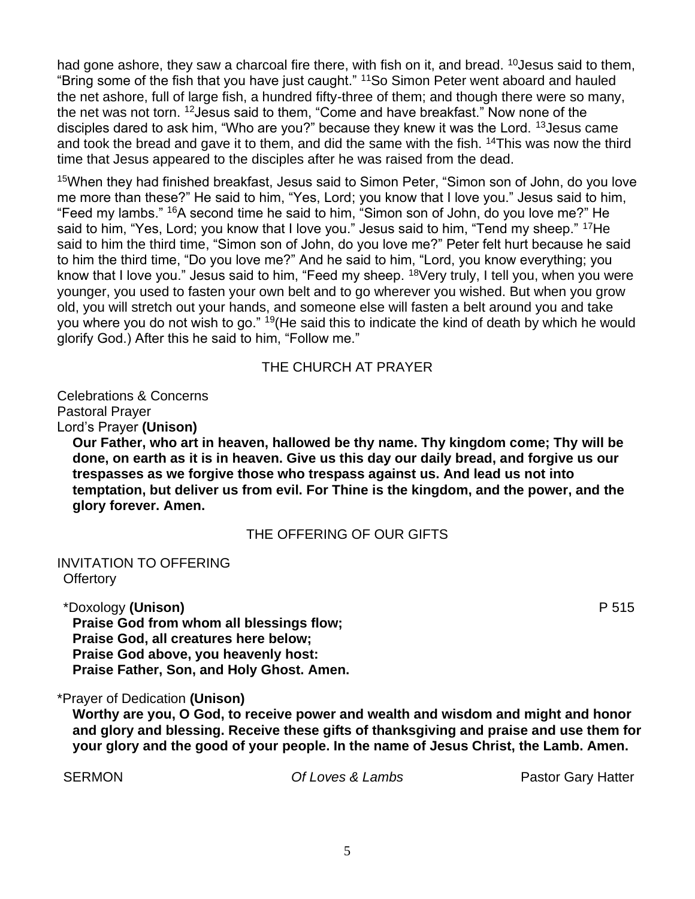had gone ashore, they saw a charcoal fire there, with fish on it, and bread. [10]Jesus said to them, "Bring some of the fish that you have just caught." [11]So Simon Peter went aboard and hauled the net ashore, full of large fish, a hundred fifty-three of them; and though there were so many, the net was not torn. [12]Jesus said to them, "Come and have breakfast." Now none of the disciples dared to ask him, "Who are you?" because they knew it was the Lord. [13]Jesus came and took the bread and gave it to them, and did the same with the fish. [14]This was now the third time that Jesus appeared to the disciples after he was raised from the dead.

[15]When they had finished breakfast, Jesus said to Simon Peter, "Simon son of John, do you love me more than these?" He said to him, "Yes, Lord; you know that I love you." Jesus said to him, "Feed my lambs." [16]A second time he said to him, "Simon son of John, do you love me?" He said to him, "Yes, Lord; you know that I love you." Jesus said to him, "Tend my sheep." [17]He said to him the third time, "Simon son of John, do you love me?" Peter felt hurt because he said to him the third time, "Do you love me?" And he said to him, "Lord, you know everything; you know that I love you." Jesus said to him, "Feed my sheep. [18]Very truly, I tell you, when you were younger, you used to fasten your own belt and to go wherever you wished. But when you grow old, you will stretch out your hands, and someone else will fasten a belt around you and take you where you do not wish to go." [19](He said this to indicate the kind of death by which he would glorify God.) After this he said to him, "Follow me."

## THE CHURCH AT PRAYER

Celebrations & Concerns
Pastoral Prayer
Lord's Prayer **(Unison)**

**Our Father, who art in heaven, hallowed be thy name. Thy kingdom come; Thy will be done, on earth as it is in heaven. Give us this day our daily bread, and forgive us our trespasses as we forgive those who trespass against us. And lead us not into temptation, but deliver us from evil. For Thine is the kingdom, and the power, and the glory forever. Amen.**

## THE OFFERING OF OUR GIFTS

INVITATION TO OFFERING
Offertory

*Doxology **(Unison)** P 515

**Praise God from whom all blessings flow;**
**Praise God, all creatures here below;**
**Praise God above, you heavenly host:**
**Praise Father, Son, and Holy Ghost. Amen.**

*Prayer of Dedication **(Unison)**

**Worthy are you, O God, to receive power and wealth and wisdom and might and honor and glory and blessing. Receive these gifts of thanksgiving and praise and use them for your glory and the good of your people. In the name of Jesus Christ, the Lamb. Amen.**

SERMON *Of Loves & Lambs* Pastor Gary Hatter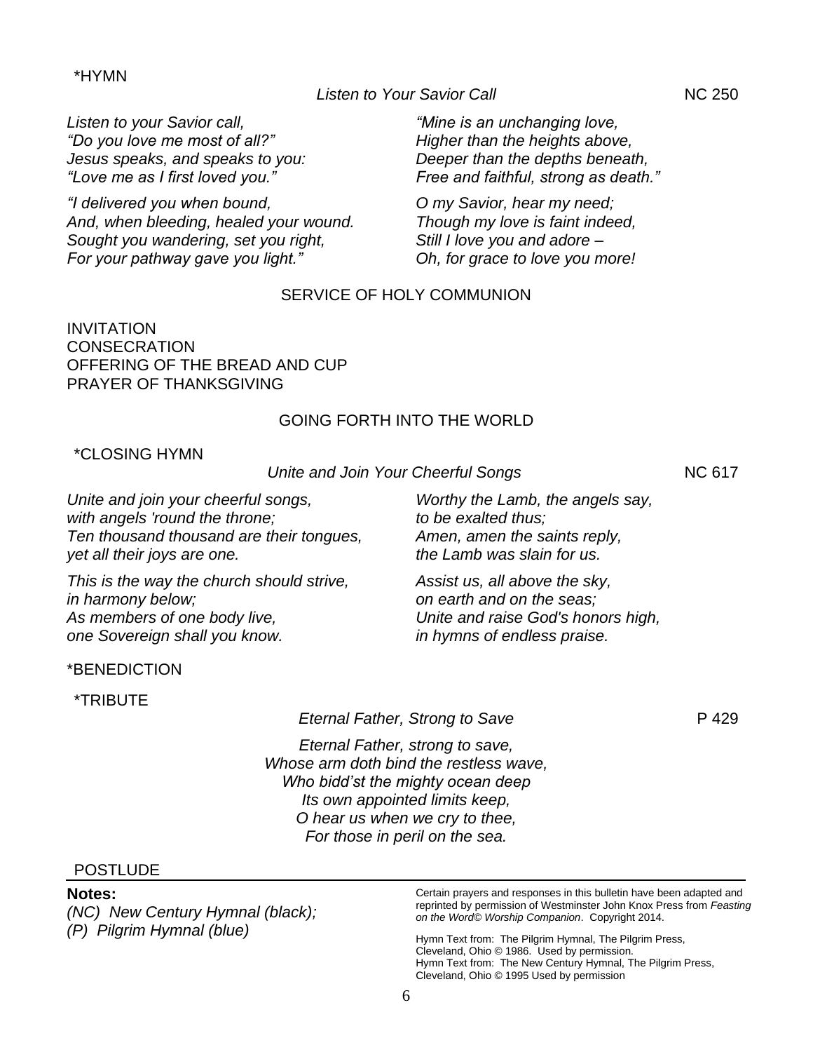\*HYMN

*Listen to Your Savior Call* NC 250

*Listen to your Savior call,*
*"Do you love me most of all?"*
*Jesus speaks, and speaks to you:*
*"Love me as I first loved you."*

*"I delivered you when bound,*
*And, when bleeding, healed your wound.*
*Sought you wandering, set you right,*
*For your pathway gave you light."*

*"Mine is an unchanging love,*
*Higher than the heights above,*
*Deeper than the depths beneath,*
*Free and faithful, strong as death."*

*O my Savior, hear my need;*
*Though my love is faint indeed,*
*Still I love you and adore –*
*Oh, for grace to love you more!*

## SERVICE OF HOLY COMMUNION

INVITATION
CONSECRATION
OFFERING OF THE BREAD AND CUP
PRAYER OF THANKSGIVING

## GOING FORTH INTO THE WORLD

\*CLOSING HYMN

*Unite and Join Your Cheerful Songs* NC 617

*Unite and join your cheerful songs,*
*with angels 'round the throne;*
*Ten thousand thousand are their tongues,*
*yet all their joys are one.*

*This is the way the church should strive,*
*in harmony below;*
*As members of one body live,*
*one Sovereign shall you know.*

*Worthy the Lamb, the angels say,*
*to be exalted thus;*
*Amen, amen the saints reply,*
*the Lamb was slain for us.*

*Assist us, all above the sky,*
*on earth and on the seas;*
*Unite and raise God's honors high,*
*in hymns of endless praise.*

\*BENEDICTION

\*TRIBUTE

*Eternal Father, Strong to Save* P 429

*Eternal Father, strong to save,*
*Whose arm doth bind the restless wave,*
*Who bidd'st the mighty ocean deep*
*Its own appointed limits keep,*
*O hear us when we cry to thee,*
*For those in peril on the sea.*

POSTLUDE

---

**Notes:**
*(NC) New Century Hymnal (black);*
*(P) Pilgrim Hymnal (blue)*

Certain prayers and responses in this bulletin have been adapted and reprinted by permission of Westminster John Knox Press from *Feasting on the Word© Worship Companion*. Copyright 2014.

Hymn Text from: The Pilgrim Hymnal, The Pilgrim Press, Cleveland, Ohio © 1986. Used by permission.
Hymn Text from: The New Century Hymnal, The Pilgrim Press, Cleveland, Ohio © 1995 Used by permission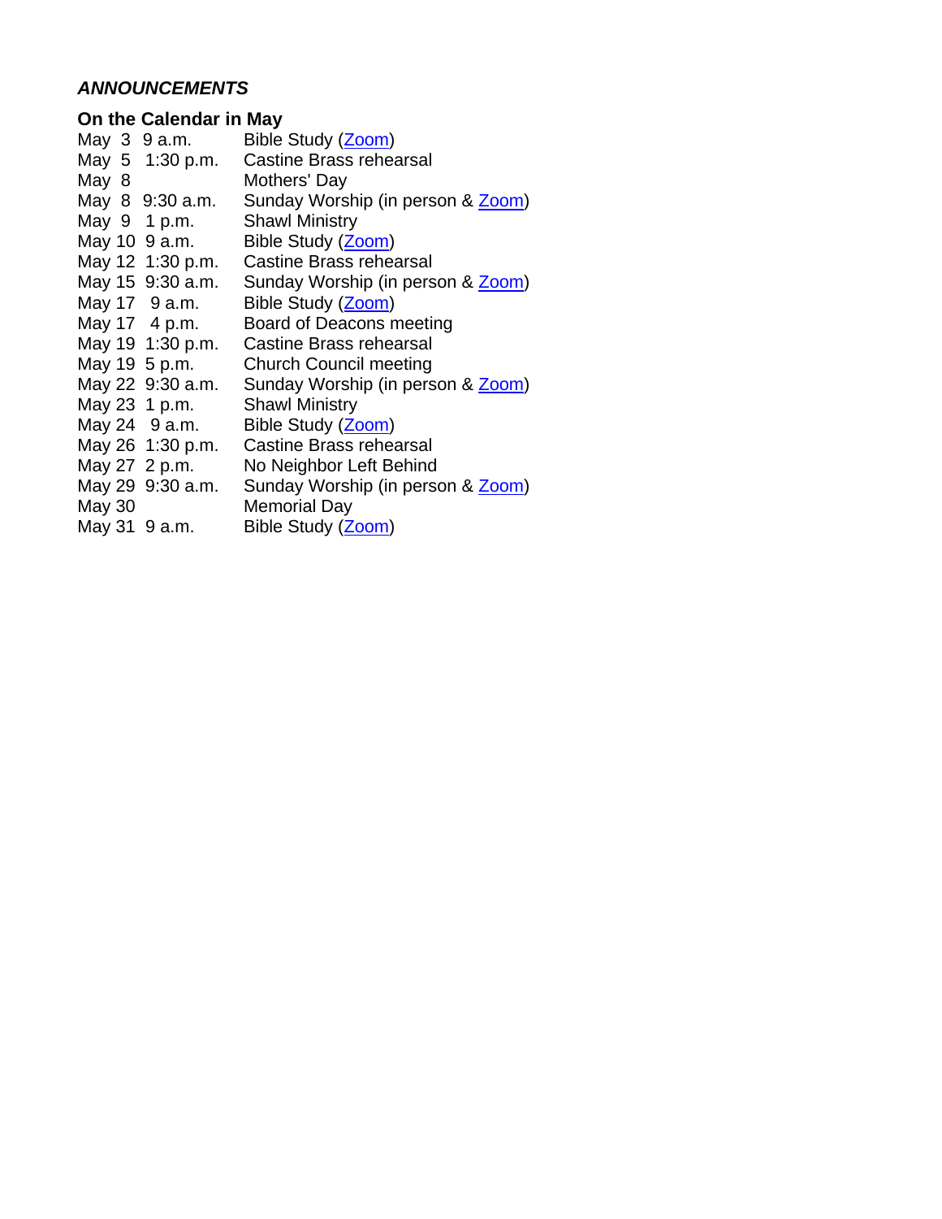***ANNOUNCEMENTS***

**On the Calendar in May**

| | | |
|---|---|---|
| May 3 | 9 a.m. | Bible Study (Zoom) |
| May 5 | 1:30 p.m. | Castine Brass rehearsal |
| May 8 | | Mothers' Day |
| May 8 | 9:30 a.m. | Sunday Worship (in person & Zoom) |
| May 9 | 1 p.m. | Shawl Ministry |
| May 10 | 9 a.m. | Bible Study (Zoom) |
| May 12 | 1:30 p.m. | Castine Brass rehearsal |
| May 15 | 9:30 a.m. | Sunday Worship (in person & Zoom) |
| May 17 | 9 a.m. | Bible Study (Zoom) |
| May 17 | 4 p.m. | Board of Deacons meeting |
| May 19 | 1:30 p.m. | Castine Brass rehearsal |
| May 19 | 5 p.m. | Church Council meeting |
| May 22 | 9:30 a.m. | Sunday Worship (in person & Zoom) |
| May 23 | 1 p.m. | Shawl Ministry |
| May 24 | 9 a.m. | Bible Study (Zoom) |
| May 26 | 1:30 p.m. | Castine Brass rehearsal |
| May 27 | 2 p.m. | No Neighbor Left Behind |
| May 29 | 9:30 a.m. | Sunday Worship (in person & Zoom) |
| May 30 | | Memorial Day |
| May 31 | 9 a.m. | Bible Study (Zoom) |